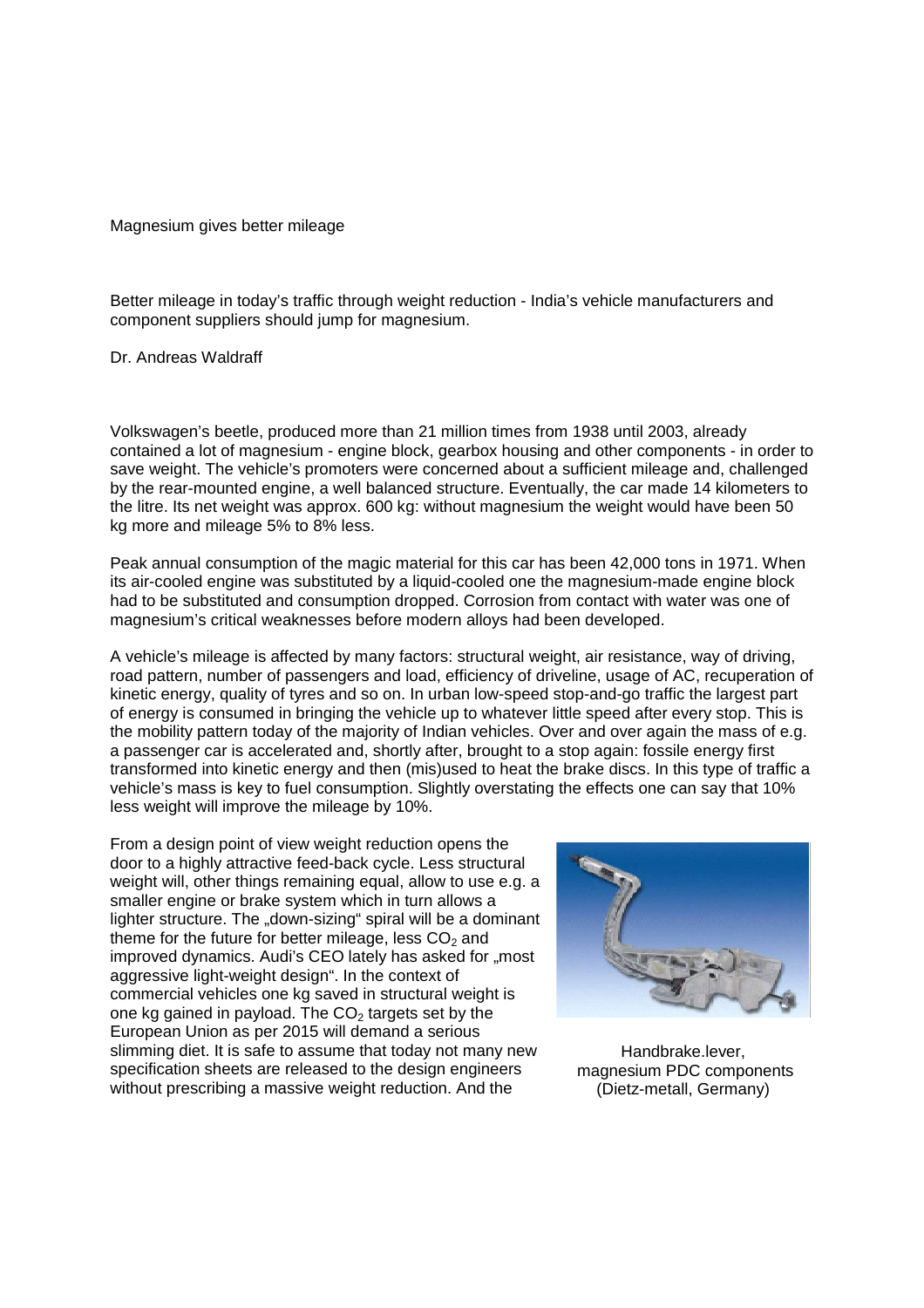# Magnesium gives better mileage

Better mileage in today's traffic through weight reduction - India's vehicle manufacturers and component suppliers should jump for magnesium.

Dr. Andreas Waldraff

Volkswagen's beetle, produced more than 21 million times from 1938 until 2003, already contained a lot of magnesium - engine block, gearbox housing and other components - in order to save weight. The vehicle's promoters were concerned about a sufficient mileage and, challenged by the rear-mounted engine, a well balanced structure. Eventually, the car made 14 kilometers to the litre. Its net weight was approx. 600 kg: without magnesium the weight would have been 50 kg more and mileage 5% to 8% less.

Peak annual consumption of the magic material for this car has been 42,000 tons in 1971. When its air-cooled engine was substituted by a liquid-cooled one the magnesium-made engine block had to be substituted and consumption dropped. Corrosion from contact with water was one of magnesium's critical weaknesses before modern alloys had been developed.

A vehicle's mileage is affected by many factors: structural weight, air resistance, way of driving, road pattern, number of passengers and load, efficiency of driveline, usage of AC, recuperation of kinetic energy, quality of tyres and so on. In urban low-speed stop-and-go traffic the largest part of energy is consumed in bringing the vehicle up to whatever little speed after every stop. This is the mobility pattern today of the majority of Indian vehicles. Over and over again the mass of e.g. a passenger car is accelerated and, shortly after, brought to a stop again: fossile energy first transformed into kinetic energy and then (mis)used to heat the brake discs. In this type of traffic a vehicle's mass is key to fuel consumption. Slightly overstating the effects one can say that 10% less weight will improve the mileage by 10%.

From a design point of view weight reduction opens the door to a highly attractive feed-back cycle. Less structural weight will, other things remaining equal, allow to use e.g. a smaller engine or brake system which in turn allows a lighter structure. The „down-sizing" spiral will be a dominant theme for the future for better mileage, less $CO_2$ and improved dynamics. Audi's CEO lately has asked for „most aggressive light-weight design". In the context of commercial vehicles one kg saved in structural weight is one kg gained in payload. The $CO_2$ targets set by the European Union as per 2015 will demand a serious slimming diet. It is safe to assume that today not many new specification sheets are released to the design engineers without prescribing a massive weight reduction. And the

Handbrake.lever, magnesium PDC components (Dietz-metall, Germany)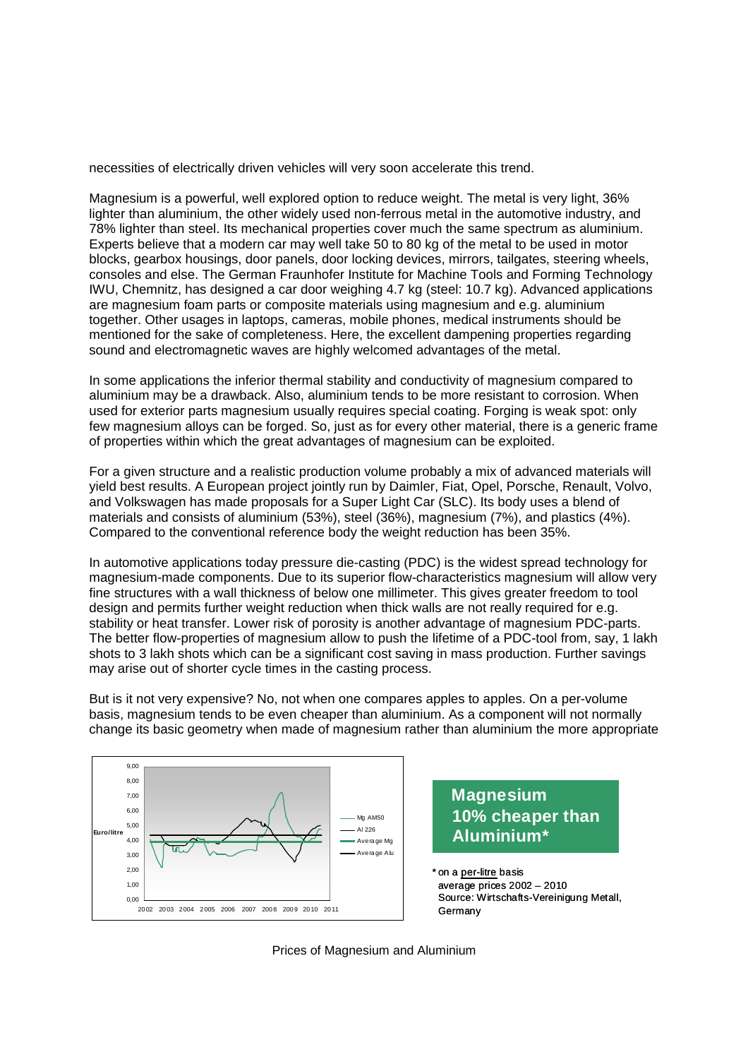necessities of electrically driven vehicles will very soon accelerate this trend.

Magnesium is a powerful, well explored option to reduce weight. The metal is very light, 36% lighter than aluminium, the other widely used non-ferrous metal in the automotive industry, and 78% lighter than steel. Its mechanical properties cover much the same spectrum as aluminium. Experts believe that a modern car may well take 50 to 80 kg of the metal to be used in motor blocks, gearbox housings, door panels, door locking devices, mirrors, tailgates, steering wheels, consoles and else. The German Fraunhofer Institute for Machine Tools and Forming Technology IWU, Chemnitz, has designed a car door weighing 4.7 kg (steel: 10.7 kg). Advanced applications are magnesium foam parts or composite materials using magnesium and e.g. aluminium together. Other usages in laptops, cameras, mobile phones, medical instruments should be mentioned for the sake of completeness. Here, the excellent dampening properties regarding sound and electromagnetic waves are highly welcomed advantages of the metal.

In some applications the inferior thermal stability and conductivity of magnesium compared to aluminium may be a drawback. Also, aluminium tends to be more resistant to corrosion. When used for exterior parts magnesium usually requires special coating. Forging is weak spot: only few magnesium alloys can be forged. So, just as for every other material, there is a generic frame of properties within which the great advantages of magnesium can be exploited.

For a given structure and a realistic production volume probably a mix of advanced materials will yield best results. A European project jointly run by Daimler, Fiat, Opel, Porsche, Renault, Volvo, and Volkswagen has made proposals for a Super Light Car (SLC). Its body uses a blend of materials and consists of aluminium (53%), steel (36%), magnesium (7%), and plastics (4%). Compared to the conventional reference body the weight reduction has been 35%.

In automotive applications today pressure die-casting (PDC) is the widest spread technology for magnesium-made components. Due to its superior flow-characteristics magnesium will allow very fine structures with a wall thickness of below one millimeter. This gives greater freedom to tool design and permits further weight reduction when thick walls are not really required for e.g. stability or heat transfer. Lower risk of porosity is another advantage of magnesium PDC-parts. The better flow-properties of magnesium allow to push the lifetime of a PDC-tool from, say, 1 lakh shots to 3 lakh shots which can be a significant cost saving in mass production. Further savings may arise out of shorter cycle times in the casting process.

But is it not very expensive? No, not when one compares apples to apples. On a per-volume basis, magnesium tends to be even cheaper than aluminium. As a component will not normally change its basic geometry when made of magnesium rather than aluminium the more appropriate

**Magnesium 10% cheaper than Aluminium***

* on a per-litre basis
average prices 2002 – 2010
Source: Wirtschafts-Vereinigung Metall, Germany

Prices of Magnesium and Aluminium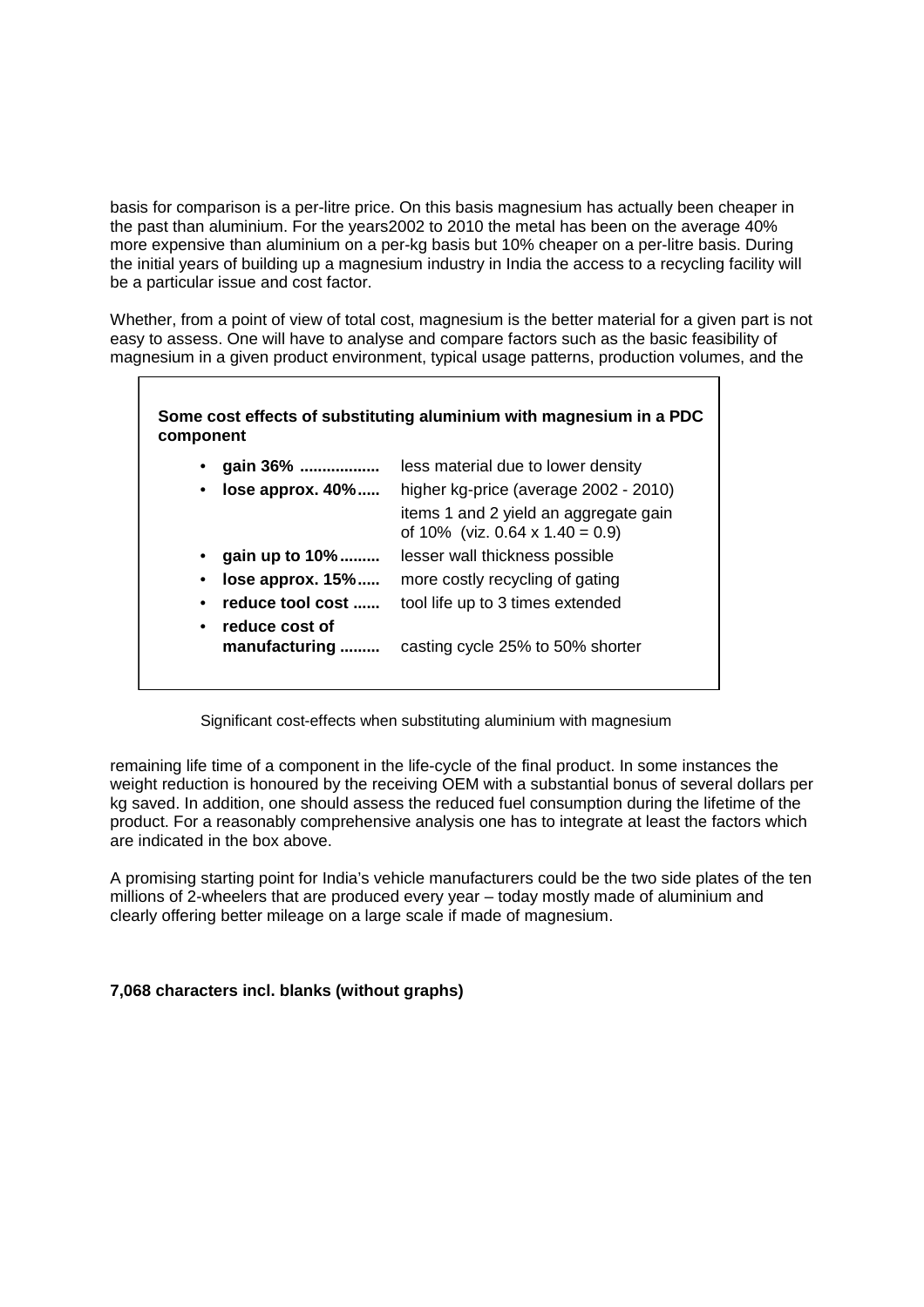basis for comparison is a per-litre price. On this basis magnesium has actually been cheaper in the past than aluminium. For the years2002 to 2010 the metal has been on the average 40% more expensive than aluminium on a per-kg basis but 10% cheaper on a per-litre basis. During the initial years of building up a magnesium industry in India the access to a recycling facility will be a particular issue and cost factor.

Whether, from a point of view of total cost, magnesium is the better material for a given part is not easy to assess. One will have to analyse and compare factors such as the basic feasibility of magnesium in a given product environment, typical usage patterns, production volumes, and the

**Some cost effects of substituting aluminium with magnesium in a PDC component**

- **gain 36% ..................** less material due to lower density
- **lose approx. 40%.....** higher kg-price (average 2002 - 2010)

  items 1 and 2 yield an aggregate gain of 10% (viz. 0.64 x 1.40 = 0.9)
- **gain up to 10%.........** lesser wall thickness possible
- **lose approx. 15%.....** more costly recycling of gating
- **reduce tool cost ......** tool life up to 3 times extended
- **reduce cost of manufacturing .........** casting cycle 25% to 50% shorter

Significant cost-effects when substituting aluminium with magnesium

remaining life time of a component in the life-cycle of the final product. In some instances the weight reduction is honoured by the receiving OEM with a substantial bonus of several dollars per kg saved. In addition, one should assess the reduced fuel consumption during the lifetime of the product. For a reasonably comprehensive analysis one has to integrate at least the factors which are indicated in the box above.

A promising starting point for India's vehicle manufacturers could be the two side plates of the ten millions of 2-wheelers that are produced every year – today mostly made of aluminium and clearly offering better mileage on a large scale if made of magnesium.

**7,068 characters incl. blanks (without graphs)**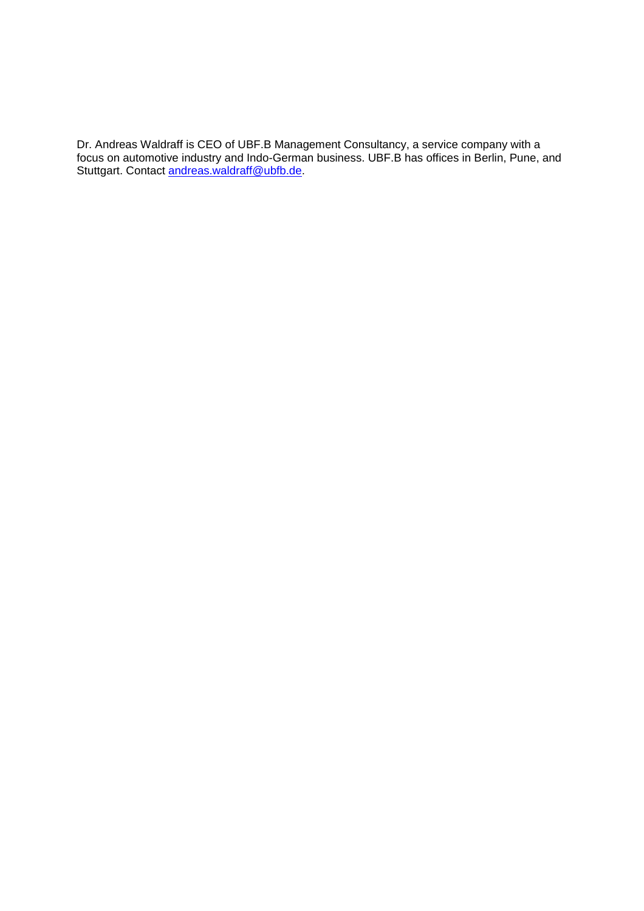Dr. Andreas Waldraff is CEO of UBF.B Management Consultancy, a service company with a focus on automotive industry and Indo-German business. UBF.B has offices in Berlin, Pune, and Stuttgart. Contact andreas.waldraff@ubfb.de.